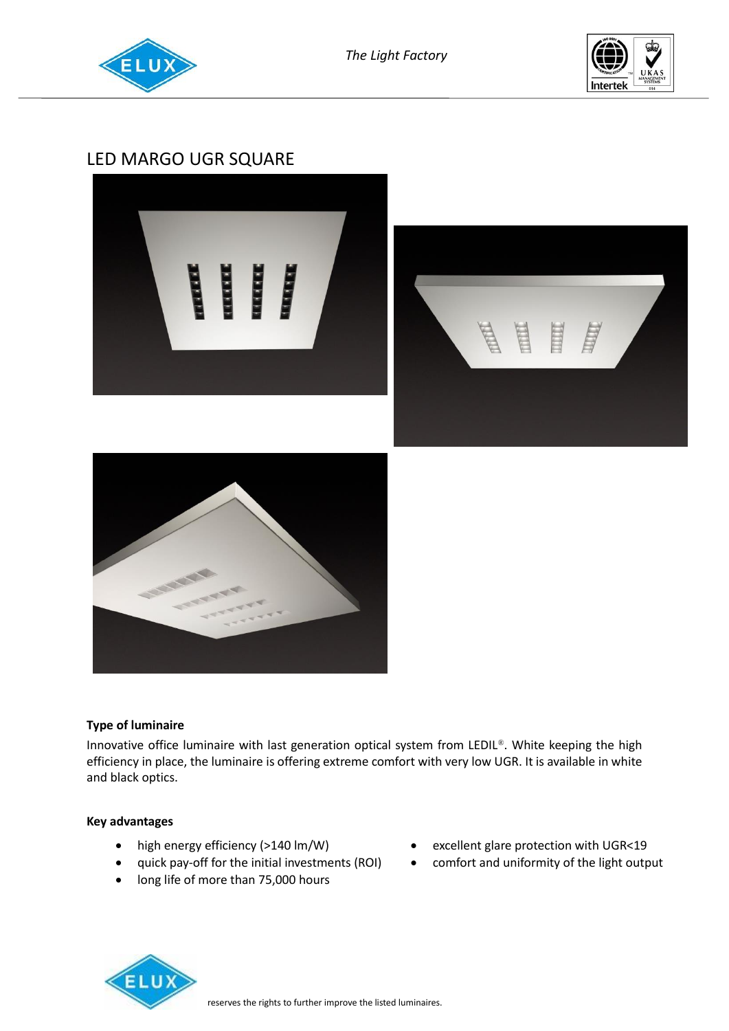# LED MARGO UGR SQUARE

**Type of luminaire**

Innovative office luminaire with last generation optical system from LEDIL®. White keeping the high efficiency in place, the luminaire is offering extreme comfort with very low UGR. It is available in white and black optics.

**Key advantages**

- high energy efficiency (>140 lm/W)
- quick pay-off for the initial investments (ROI)
- long life of more than 75,000 hours
- excellent glare protection with UGR<19
- comfort and uniformity of the light output

reserves the rights to further improve the listed luminaires.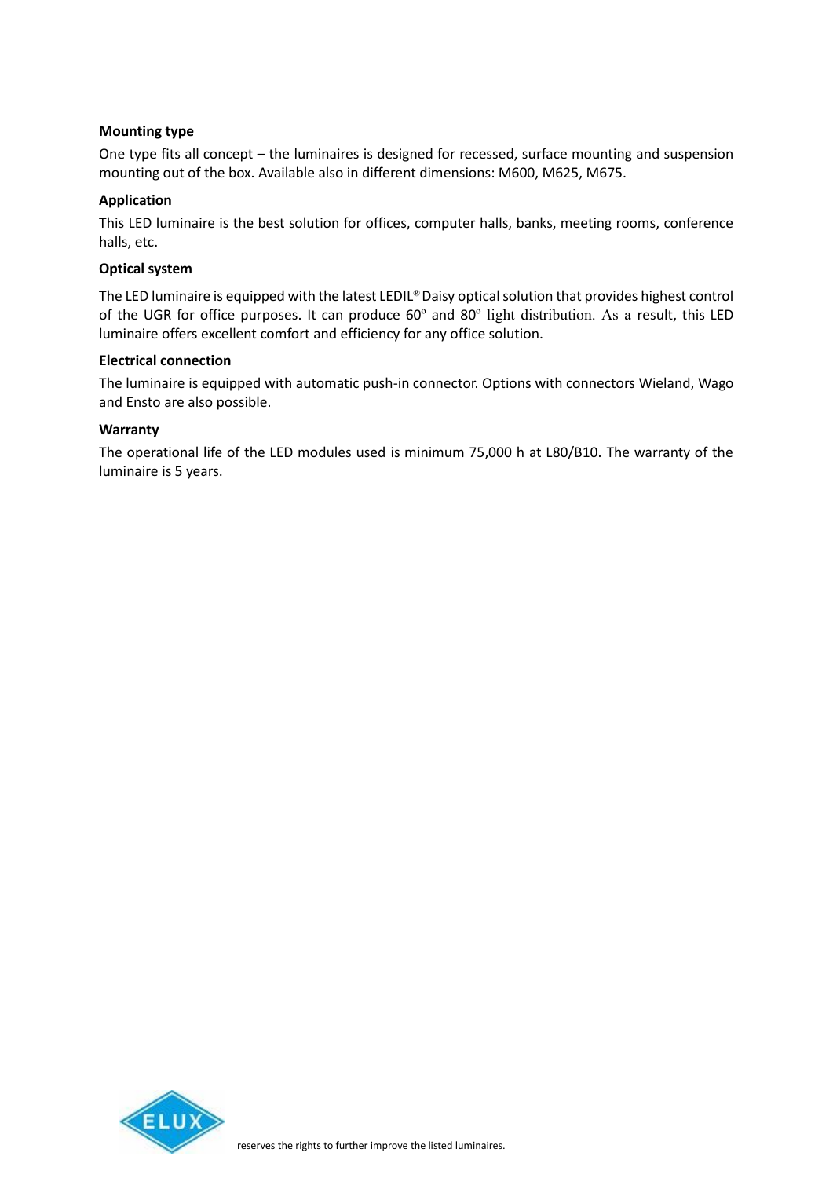**Mounting type**

One type fits all concept – the luminaires is designed for recessed, surface mounting and suspension mounting out of the box. Available also in different dimensions: M600, M625, M675.

**Application**

This LED luminaire is the best solution for offices, computer halls, banks, meeting rooms, conference halls, etc.

**Optical system**

The LED luminaire is equipped with the latest LEDIL® Daisy optical solution that provides highest control of the UGR for office purposes. It can produce 60º and 80º light distribution. As a result, this LED luminaire offers excellent comfort and efficiency for any office solution.

**Electrical connection**

The luminaire is equipped with automatic push-in connector. Options with connectors Wieland, Wago and Ensto are also possible.

**Warranty**

The operational life of the LED modules used is minimum 75,000 h at L80/B10. The warranty of the luminaire is 5 years.

ELUX reserves the rights to further improve the listed luminaires.